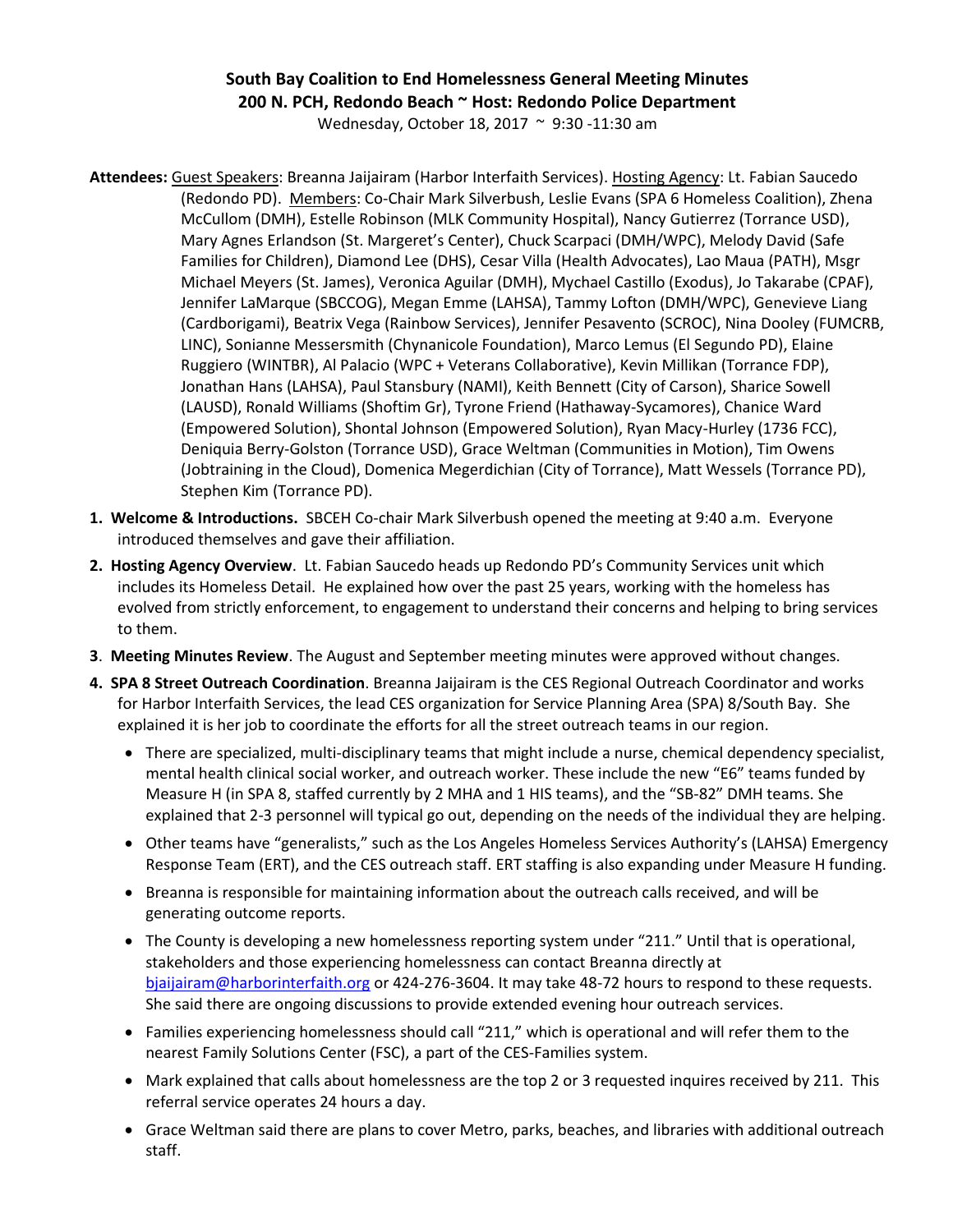# South Bay Coalition to End Homelessness General Meeting Minutes

**200 N. PCH, Redondo Beach ~ Host: Redondo Police Department**

Wednesday, October 18, 2017 ~ 9:30 -11:30 am

**Attendees:** Guest Speakers: Breanna Jaijairam (Harbor Interfaith Services). Hosting Agency: Lt. Fabian Saucedo (Redondo PD). Members: Co-Chair Mark Silverbush, Leslie Evans (SPA 6 Homeless Coalition), Zhena McCullom (DMH), Estelle Robinson (MLK Community Hospital), Nancy Gutierrez (Torrance USD), Mary Agnes Erlandson (St. Margeret's Center), Chuck Scarpaci (DMH/WPC), Melody David (Safe Families for Children), Diamond Lee (DHS), Cesar Villa (Health Advocates), Lao Maua (PATH), Msgr Michael Meyers (St. James), Veronica Aguilar (DMH), Mychael Castillo (Exodus), Jo Takarabe (CPAF), Jennifer LaMarque (SBCCOG), Megan Emme (LAHSA), Tammy Lofton (DMH/WPC), Genevieve Liang (Cardborigami), Beatrix Vega (Rainbow Services), Jennifer Pesavento (SCROC), Nina Dooley (FUMCRB, LINC), Sonianne Messersmith (Chynanicole Foundation), Marco Lemus (El Segundo PD), Elaine Ruggiero (WINTBR), Al Palacio (WPC + Veterans Collaborative), Kevin Millikan (Torrance FDP), Jonathan Hans (LAHSA), Paul Stansbury (NAMI), Keith Bennett (City of Carson), Sharice Sowell (LAUSD), Ronald Williams (Shoftim Gr), Tyrone Friend (Hathaway-Sycamores), Chanice Ward (Empowered Solution), Shontal Johnson (Empowered Solution), Ryan Macy-Hurley (1736 FCC), Deniquia Berry-Golston (Torrance USD), Grace Weltman (Communities in Motion), Tim Owens (Jobtraining in the Cloud), Domenica Megerdichian (City of Torrance), Matt Wessels (Torrance PD), Stephen Kim (Torrance PD).

1. **Welcome & Introductions.** SBCEH Co-chair Mark Silverbush opened the meeting at 9:40 a.m. Everyone introduced themselves and gave their affiliation.
2. **Hosting Agency Overview**. Lt. Fabian Saucedo heads up Redondo PD's Community Services unit which includes its Homeless Detail. He explained how over the past 25 years, working with the homeless has evolved from strictly enforcement, to engagement to understand their concerns and helping to bring services to them.
3. **Meeting Minutes Review**. The August and September meeting minutes were approved without changes.
4. **SPA 8 Street Outreach Coordination**. Breanna Jaijairam is the CES Regional Outreach Coordinator and works for Harbor Interfaith Services, the lead CES organization for Service Planning Area (SPA) 8/South Bay. She explained it is her job to coordinate the efforts for all the street outreach teams in our region.
   - There are specialized, multi-disciplinary teams that might include a nurse, chemical dependency specialist, mental health clinical social worker, and outreach worker. These include the new "E6" teams funded by Measure H (in SPA 8, staffed currently by 2 MHA and 1 HIS teams), and the "SB-82" DMH teams. She explained that 2-3 personnel will typical go out, depending on the needs of the individual they are helping.
   - Other teams have "generalists," such as the Los Angeles Homeless Services Authority's (LAHSA) Emergency Response Team (ERT), and the CES outreach staff. ERT staffing is also expanding under Measure H funding.
   - Breanna is responsible for maintaining information about the outreach calls received, and will be generating outcome reports.
   - The County is developing a new homelessness reporting system under "211." Until that is operational, stakeholders and those experiencing homelessness can contact Breanna directly at bjaijairam@harborinterfaith.org or 424-276-3604. It may take 48-72 hours to respond to these requests. She said there are ongoing discussions to provide extended evening hour outreach services.
   - Families experiencing homelessness should call "211," which is operational and will refer them to the nearest Family Solutions Center (FSC), a part of the CES-Families system.
   - Mark explained that calls about homelessness are the top 2 or 3 requested inquires received by 211. This referral service operates 24 hours a day.
   - Grace Weltman said there are plans to cover Metro, parks, beaches, and libraries with additional outreach staff.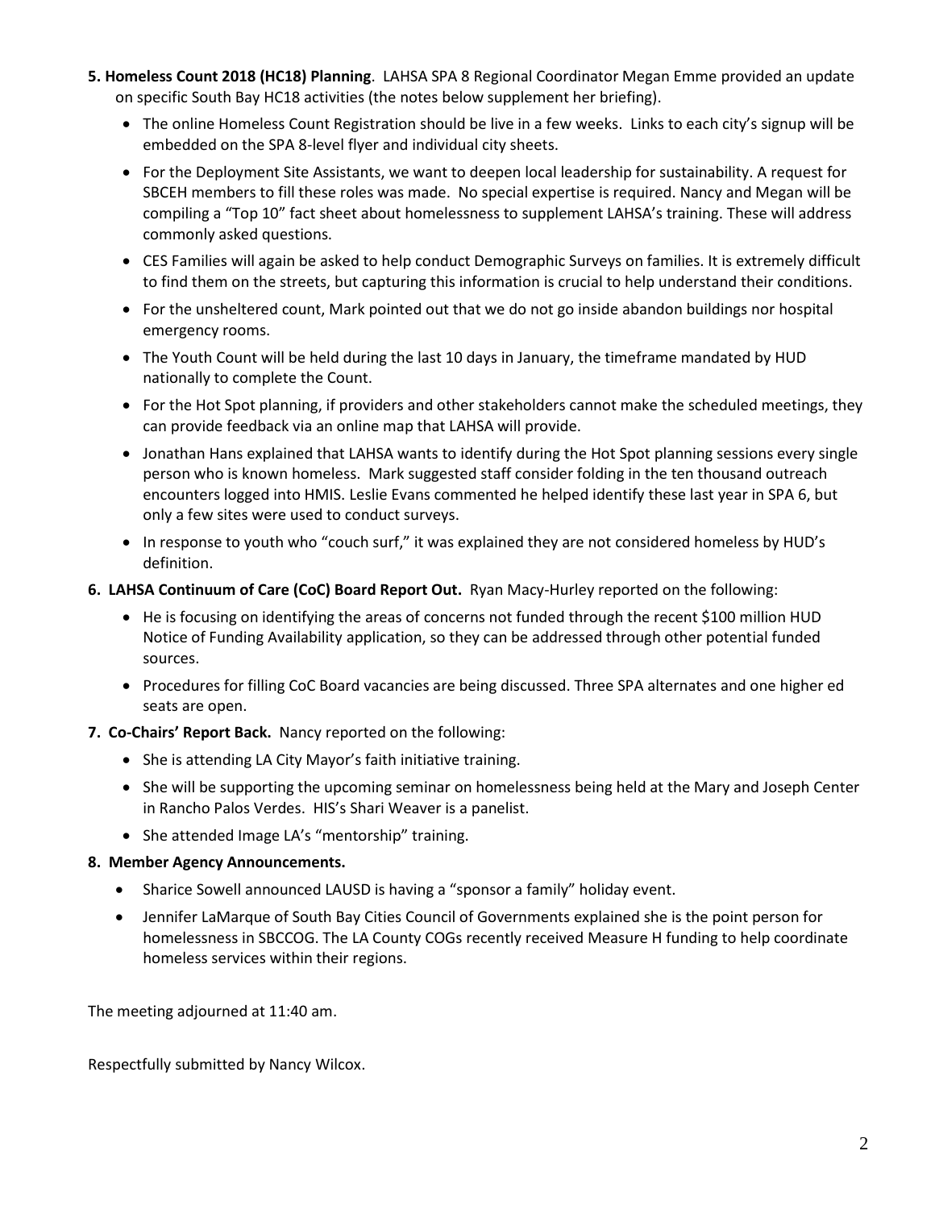**5. Homeless Count 2018 (HC18) Planning**. LAHSA SPA 8 Regional Coordinator Megan Emme provided an update on specific South Bay HC18 activities (the notes below supplement her briefing).

- The online Homeless Count Registration should be live in a few weeks. Links to each city's signup will be embedded on the SPA 8-level flyer and individual city sheets.
- For the Deployment Site Assistants, we want to deepen local leadership for sustainability. A request for SBCEH members to fill these roles was made. No special expertise is required. Nancy and Megan will be compiling a "Top 10" fact sheet about homelessness to supplement LAHSA's training. These will address commonly asked questions.
- CES Families will again be asked to help conduct Demographic Surveys on families. It is extremely difficult to find them on the streets, but capturing this information is crucial to help understand their conditions.
- For the unsheltered count, Mark pointed out that we do not go inside abandon buildings nor hospital emergency rooms.
- The Youth Count will be held during the last 10 days in January, the timeframe mandated by HUD nationally to complete the Count.
- For the Hot Spot planning, if providers and other stakeholders cannot make the scheduled meetings, they can provide feedback via an online map that LAHSA will provide.
- Jonathan Hans explained that LAHSA wants to identify during the Hot Spot planning sessions every single person who is known homeless. Mark suggested staff consider folding in the ten thousand outreach encounters logged into HMIS. Leslie Evans commented he helped identify these last year in SPA 6, but only a few sites were used to conduct surveys.
- In response to youth who "couch surf," it was explained they are not considered homeless by HUD's definition.

**6. LAHSA Continuum of Care (CoC) Board Report Out.** Ryan Macy-Hurley reported on the following:

- He is focusing on identifying the areas of concerns not funded through the recent $100 million HUD Notice of Funding Availability application, so they can be addressed through other potential funded sources.
- Procedures for filling CoC Board vacancies are being discussed. Three SPA alternates and one higher ed seats are open.

**7. Co-Chairs' Report Back.** Nancy reported on the following:

- She is attending LA City Mayor's faith initiative training.
- She will be supporting the upcoming seminar on homelessness being held at the Mary and Joseph Center in Rancho Palos Verdes. HIS's Shari Weaver is a panelist.
- She attended Image LA's "mentorship" training.

**8. Member Agency Announcements.**

- Sharice Sowell announced LAUSD is having a "sponsor a family" holiday event.
- Jennifer LaMarque of South Bay Cities Council of Governments explained she is the point person for homelessness in SBCCOG. The LA County COGs recently received Measure H funding to help coordinate homeless services within their regions.

The meeting adjourned at 11:40 am.

Respectfully submitted by Nancy Wilcox.